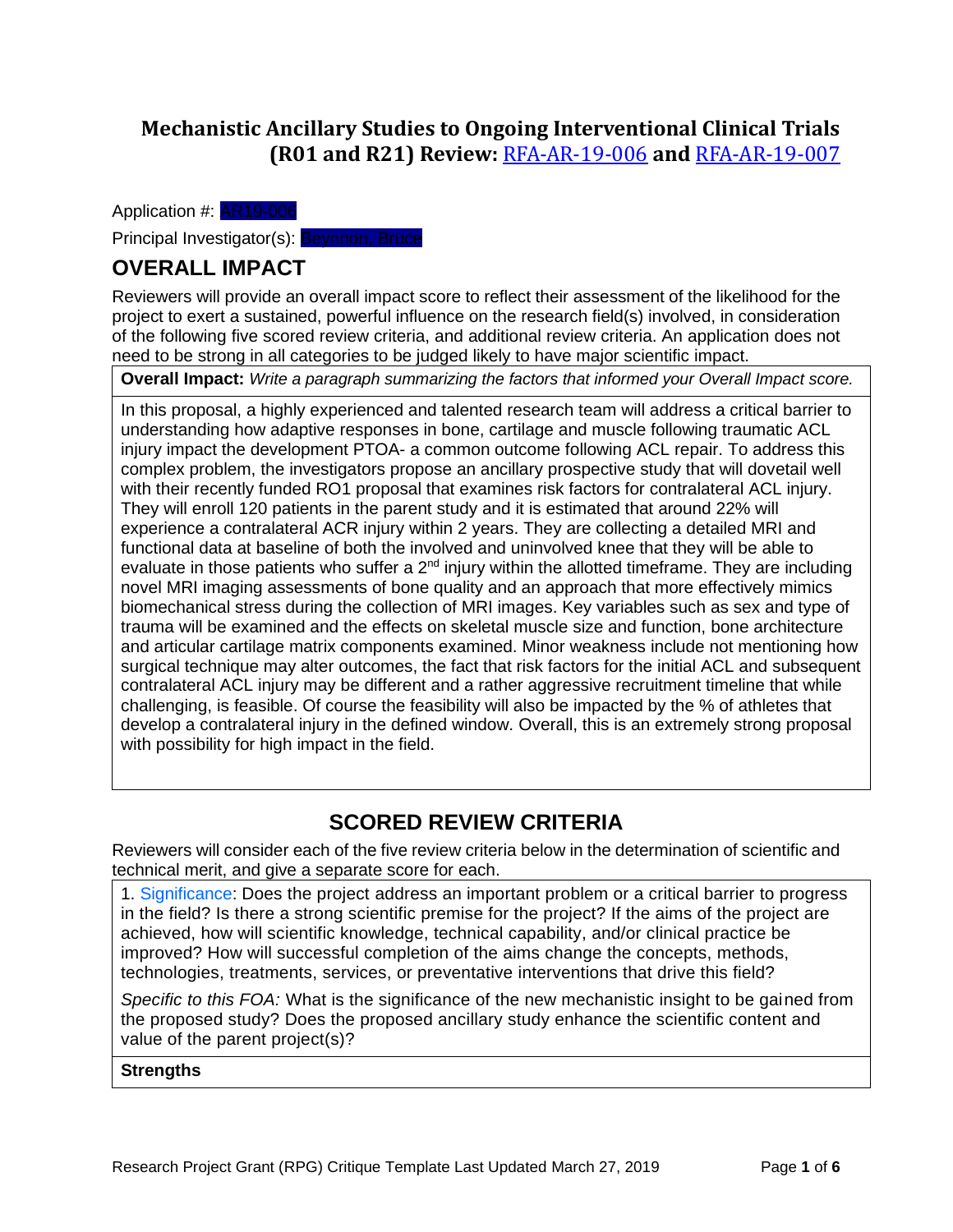# Mechanistic Ancillary Studies to Ongoing Interventional Clinical Trials (R01 and R21) Review: RFA-AR-19-006 and RFA-AR-19-007

Application #: AR19-006

Principal Investigator(s): Beynnon, Bruce

## OVERALL IMPACT

Reviewers will provide an overall impact score to reflect their assessment of the likelihood for the project to exert a sustained, powerful influence on the research field(s) involved, in consideration of the following five scored review criteria, and additional review criteria. An application does not need to be strong in all categories to be judged likely to have major scientific impact.

**Overall Impact:** *Write a paragraph summarizing the factors that informed your Overall Impact score.*

In this proposal, a highly experienced and talented research team will address a critical barrier to understanding how adaptive responses in bone, cartilage and muscle following traumatic ACL injury impact the development PTOA- a common outcome following ACL repair. To address this complex problem, the investigators propose an ancillary prospective study that will dovetail well with their recently funded RO1 proposal that examines risk factors for contralateral ACL injury. They will enroll 120 patients in the parent study and it is estimated that around 22% will experience a contralateral ACR injury within 2 years. They are collecting a detailed MRI and functional data at baseline of both the involved and uninvolved knee that they will be able to evaluate in those patients who suffer a 2nd injury within the allotted timeframe. They are including novel MRI imaging assessments of bone quality and an approach that more effectively mimics biomechanical stress during the collection of MRI images. Key variables such as sex and type of trauma will be examined and the effects on skeletal muscle size and function, bone architecture and articular cartilage matrix components examined. Minor weakness include not mentioning how surgical technique may alter outcomes, the fact that risk factors for the initial ACL and subsequent contralateral ACL injury may be different and a rather aggressive recruitment timeline that while challenging, is feasible. Of course the feasibility will also be impacted by the % of athletes that develop a contralateral injury in the defined window. Overall, this is an extremely strong proposal with possibility for high impact in the field.

## SCORED REVIEW CRITERIA

Reviewers will consider each of the five review criteria below in the determination of scientific and technical merit, and give a separate score for each.

1. Significance: Does the project address an important problem or a critical barrier to progress in the field? Is there a strong scientific premise for the project? If the aims of the project are achieved, how will scientific knowledge, technical capability, and/or clinical practice be improved? How will successful completion of the aims change the concepts, methods, technologies, treatments, services, or preventative interventions that drive this field?

*Specific to this FOA:* What is the significance of the new mechanistic insight to be gained from the proposed study? Does the proposed ancillary study enhance the scientific content and value of the parent project(s)?

**Strengths**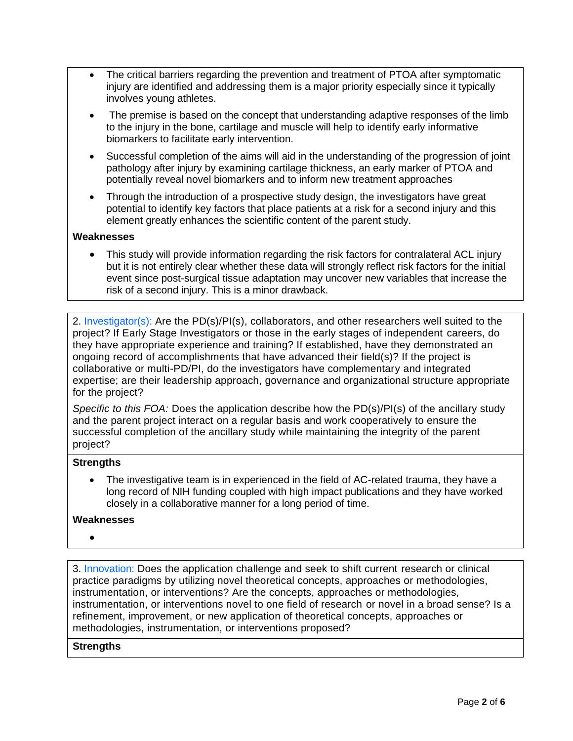- The critical barriers regarding the prevention and treatment of PTOA after symptomatic injury are identified and addressing them is a major priority especially since it typically involves young athletes.
- The premise is based on the concept that understanding adaptive responses of the limb to the injury in the bone, cartilage and muscle will help to identify early informative biomarkers to facilitate early intervention.
- Successful completion of the aims will aid in the understanding of the progression of joint pathology after injury by examining cartilage thickness, an early marker of PTOA and potentially reveal novel biomarkers and to inform new treatment approaches
- Through the introduction of a prospective study design, the investigators have great potential to identify key factors that place patients at a risk for a second injury and this element greatly enhances the scientific content of the parent study.

**Weaknesses**

- This study will provide information regarding the risk factors for contralateral ACL injury but it is not entirely clear whether these data will strongly reflect risk factors for the initial event since post-surgical tissue adaptation may uncover new variables that increase the risk of a second injury. This is a minor drawback.

2. Investigator(s): Are the PD(s)/PI(s), collaborators, and other researchers well suited to the project? If Early Stage Investigators or those in the early stages of independent careers, do they have appropriate experience and training? If established, have they demonstrated an ongoing record of accomplishments that have advanced their field(s)? If the project is collaborative or multi-PD/PI, do the investigators have complementary and integrated expertise; are their leadership approach, governance and organizational structure appropriate for the project?

*Specific to this FOA:* Does the application describe how the PD(s)/PI(s) of the ancillary study and the parent project interact on a regular basis and work cooperatively to ensure the successful completion of the ancillary study while maintaining the integrity of the parent project?

**Strengths**

- The investigative team is in experienced in the field of AC-related trauma, they have a long record of NIH funding coupled with high impact publications and they have worked closely in a collaborative manner for a long period of time.

**Weaknesses**

- 

3. Innovation: Does the application challenge and seek to shift current research or clinical practice paradigms by utilizing novel theoretical concepts, approaches or methodologies, instrumentation, or interventions? Are the concepts, approaches or methodologies, instrumentation, or interventions novel to one field of research or novel in a broad sense? Is a refinement, improvement, or new application of theoretical concepts, approaches or methodologies, instrumentation, or interventions proposed?

**Strengths**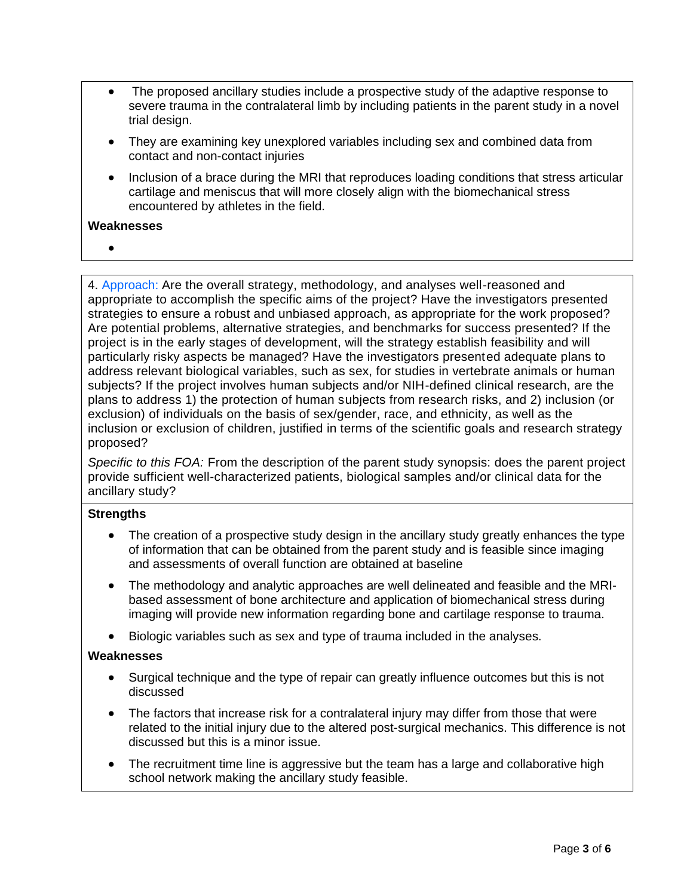- The proposed ancillary studies include a prospective study of the adaptive response to severe trauma in the contralateral limb by including patients in the parent study in a novel trial design.
- They are examining key unexplored variables including sex and combined data from contact and non-contact injuries
- Inclusion of a brace during the MRI that reproduces loading conditions that stress articular cartilage and meniscus that will more closely align with the biomechanical stress encountered by athletes in the field.

**Weaknesses**

- 

4. Approach: Are the overall strategy, methodology, and analyses well-reasoned and appropriate to accomplish the specific aims of the project? Have the investigators presented strategies to ensure a robust and unbiased approach, as appropriate for the work proposed? Are potential problems, alternative strategies, and benchmarks for success presented? If the project is in the early stages of development, will the strategy establish feasibility and will particularly risky aspects be managed? Have the investigators presented adequate plans to address relevant biological variables, such as sex, for studies in vertebrate animals or human subjects? If the project involves human subjects and/or NIH-defined clinical research, are the plans to address 1) the protection of human subjects from research risks, and 2) inclusion (or exclusion) of individuals on the basis of sex/gender, race, and ethnicity, as well as the inclusion or exclusion of children, justified in terms of the scientific goals and research strategy proposed?

*Specific to this FOA:* From the description of the parent study synopsis: does the parent project provide sufficient well-characterized patients, biological samples and/or clinical data for the ancillary study?

**Strengths**

- The creation of a prospective study design in the ancillary study greatly enhances the type of information that can be obtained from the parent study and is feasible since imaging and assessments of overall function are obtained at baseline
- The methodology and analytic approaches are well delineated and feasible and the MRI-based assessment of bone architecture and application of biomechanical stress during imaging will provide new information regarding bone and cartilage response to trauma.
- Biologic variables such as sex and type of trauma included in the analyses.

**Weaknesses**

- Surgical technique and the type of repair can greatly influence outcomes but this is not discussed
- The factors that increase risk for a contralateral injury may differ from those that were related to the initial injury due to the altered post-surgical mechanics. This difference is not discussed but this is a minor issue.
- The recruitment time line is aggressive but the team has a large and collaborative high school network making the ancillary study feasible.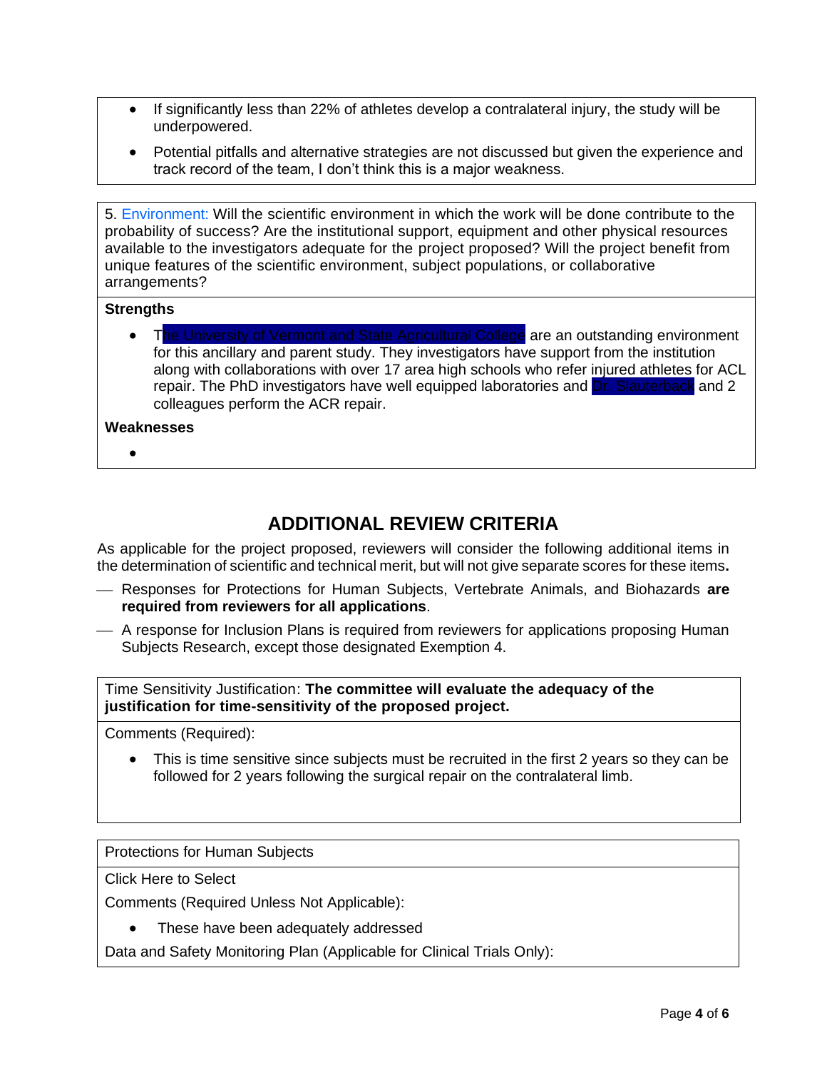- If significantly less than 22% of athletes develop a contralateral injury, the study will be underpowered.
- Potential pitfalls and alternative strategies are not discussed but given the experience and track record of the team, I don't think this is a major weakness.

5. Environment: Will the scientific environment in which the work will be done contribute to the probability of success? Are the institutional support, equipment and other physical resources available to the investigators adequate for the project proposed? Will the project benefit from unique features of the scientific environment, subject populations, or collaborative arrangements?

**Strengths**

- The University of Vermont and State Agricultural College are an outstanding environment for this ancillary and parent study. They investigators have support from the institution along with collaborations with over 17 area high schools who refer injured athletes for ACL repair. The PhD investigators have well equipped laboratories and Dr. Slauterback and 2 colleagues perform the ACR repair.

**Weaknesses**

- 

## ADDITIONAL REVIEW CRITERIA

As applicable for the project proposed, reviewers will consider the following additional items in the determination of scientific and technical merit, but will not give separate scores for these items**.**

— Responses for Protections for Human Subjects, Vertebrate Animals, and Biohazards **are required from reviewers for all applications**.

— A response for Inclusion Plans is required from reviewers for applications proposing Human Subjects Research, except those designated Exemption 4.

Time Sensitivity Justification: **The committee will evaluate the adequacy of the justification for time-sensitivity of the proposed project.**

Comments (Required):

- This is time sensitive since subjects must be recruited in the first 2 years so they can be followed for 2 years following the surgical repair on the contralateral limb.

Protections for Human Subjects

Click Here to Select

Comments (Required Unless Not Applicable):

- These have been adequately addressed

Data and Safety Monitoring Plan (Applicable for Clinical Trials Only):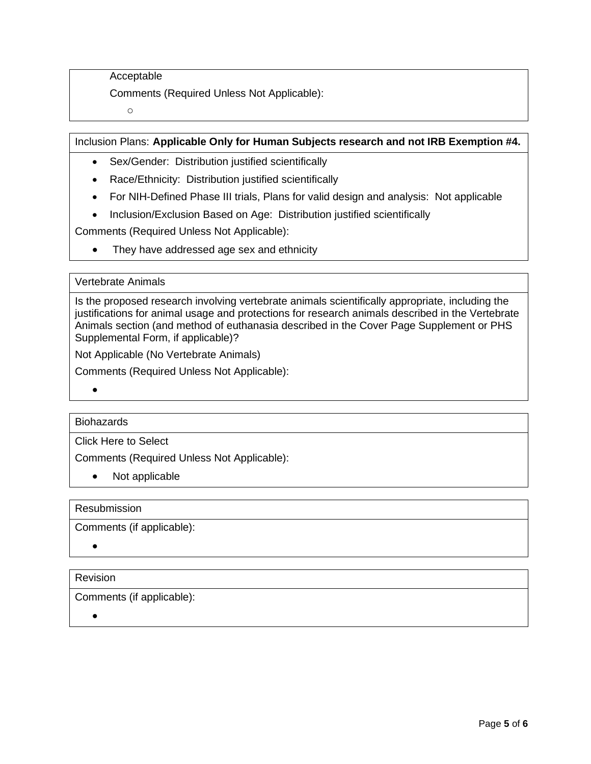Acceptable

Comments (Required Unless Not Applicable):

- 

Inclusion Plans: **Applicable Only for Human Subjects research and not IRB Exemption #4.**

- Sex/Gender: Distribution justified scientifically
- Race/Ethnicity: Distribution justified scientifically
- For NIH-Defined Phase III trials, Plans for valid design and analysis: Not applicable
- Inclusion/Exclusion Based on Age: Distribution justified scientifically

Comments (Required Unless Not Applicable):

- They have addressed age sex and ethnicity

Vertebrate Animals

Is the proposed research involving vertebrate animals scientifically appropriate, including the justifications for animal usage and protections for research animals described in the Vertebrate Animals section (and method of euthanasia described in the Cover Page Supplement or PHS Supplemental Form, if applicable)?

Not Applicable (No Vertebrate Animals)

Comments (Required Unless Not Applicable):

- 

Biohazards

Click Here to Select

Comments (Required Unless Not Applicable):

- Not applicable

Resubmission

Comments (if applicable):

- 

Revision

Comments (if applicable):

-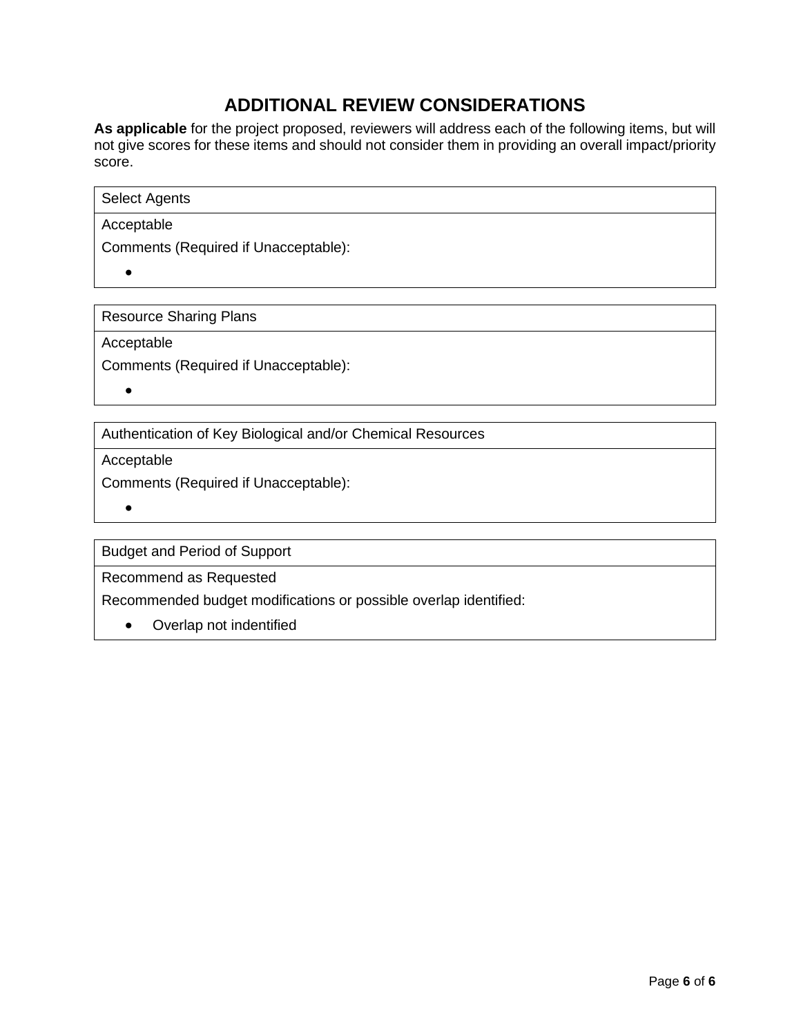# ADDITIONAL REVIEW CONSIDERATIONS

**As applicable** for the project proposed, reviewers will address each of the following items, but will not give scores for these items and should not consider them in providing an overall impact/priority score.

| Select Agents |
| --- |
| Acceptable<br>Comments (Required if Unacceptable):<br>• |

| Resource Sharing Plans |
| --- |
| Acceptable<br>Comments (Required if Unacceptable):<br>• |

| Authentication of Key Biological and/or Chemical Resources |
| --- |
| Acceptable<br>Comments (Required if Unacceptable):<br>• |

| Budget and Period of Support |
| --- |
| Recommend as Requested<br>Recommended budget modifications or possible overlap identified:<br>• Overlap not indentified |